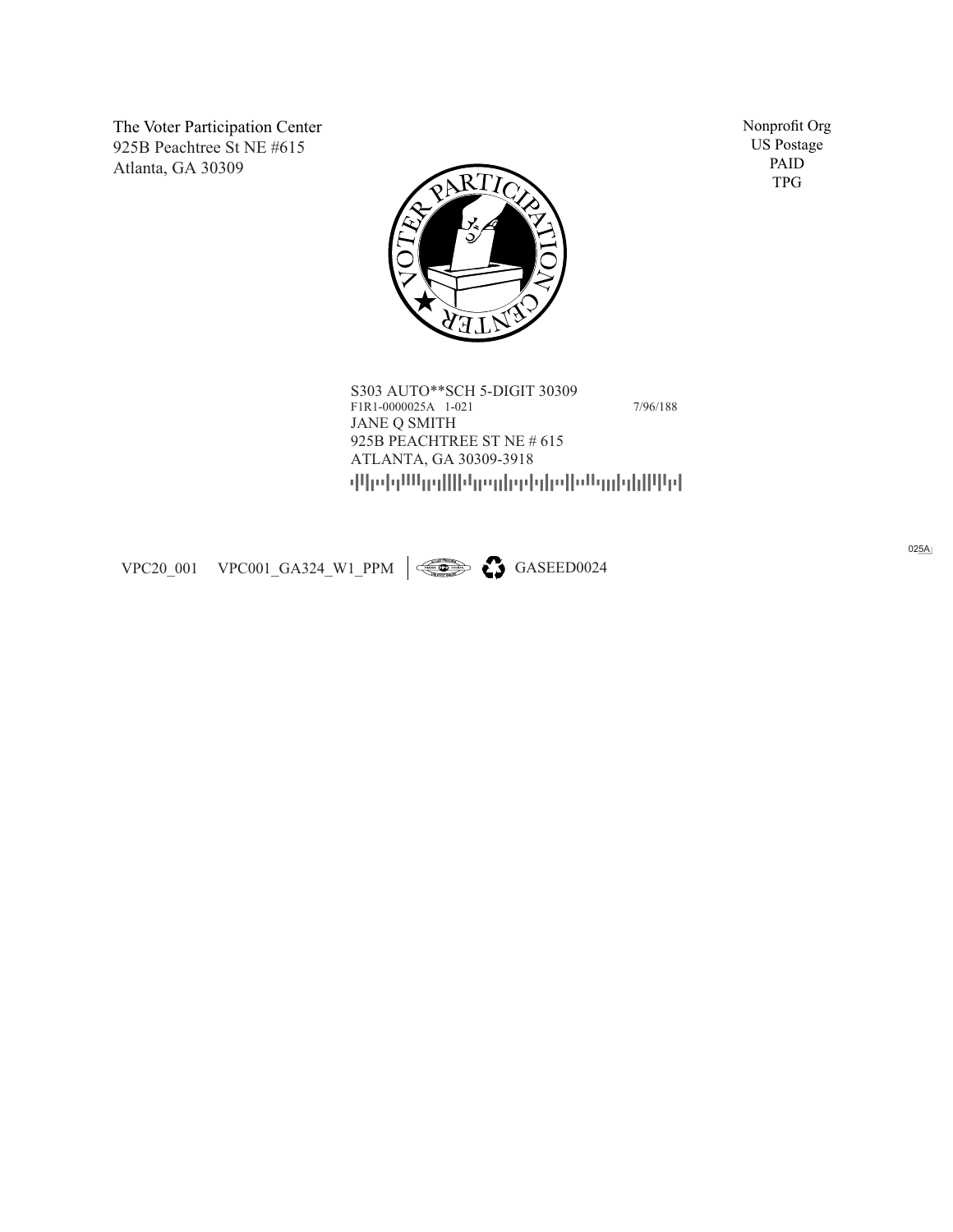The Voter Participation Center
925B Peachtree St NE #615
Atlanta, GA 30309

Nonprofit Org
US Postage
PAID
TPG

VOTER PARTICIPATION CENTER

S303 AUTO**SCH 5-DIGIT 30309
F1R1-0000025A 1-021 7/96/188
JANE Q SMITH
925B PEACHTREE ST NE # 615
ATLANTA, GA 30309-3918

025A

VPC20_001 VPC001_GA324_W1_PPM GASEED0024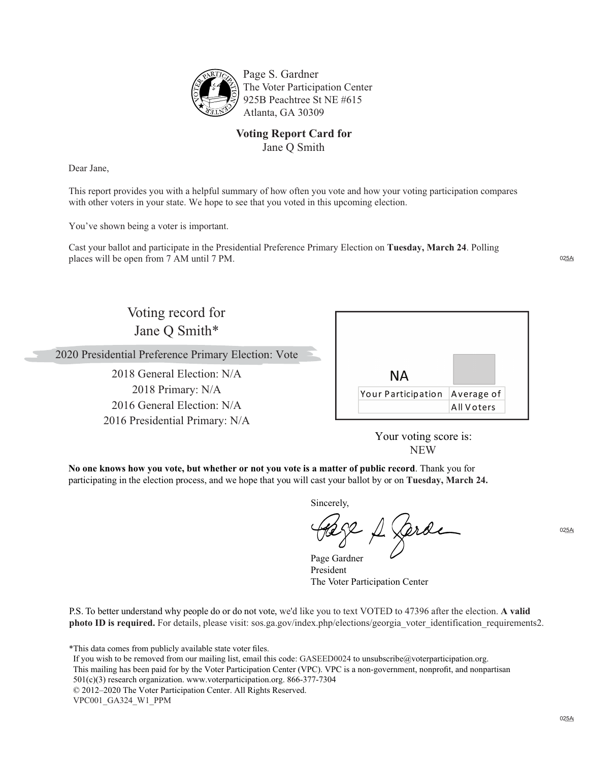Page S. Gardner
The Voter Participation Center
925B Peachtree St NE #615
Atlanta, GA 30309

**Voting Report Card for**
Jane Q Smith

Dear Jane,

This report provides you with a helpful summary of how often you vote and how your voting participation compares with other voters in your state. We hope to see that you voted in this upcoming election.

You've shown being a voter is important.

Cast your ballot and participate in the Presidential Preference Primary Election on **Tuesday, March 24**. Polling places will be open from 7 AM until 7 PM.

Voting record for
Jane Q Smith*

2020 Presidential Preference Primary Election: Vote
2018 General Election: N/A
2018 Primary: N/A
2016 General Election: N/A
2016 Presidential Primary: N/A

NA

Your Participation
Average of All Voters

Your voting score is:
NEW

**No one knows how you vote, but whether or not you vote is a matter of public record**. Thank you for participating in the election process, and we hope that you will cast your ballot by or on **Tuesday, March 24.**

Sincerely,

Page Gardner
President
The Voter Participation Center

P.S. To better understand why people do or do not vote, we'd like you to text VOTED to 47396 after the election. **A valid photo ID is required.** For details, please visit: sos.ga.gov/index.php/elections/georgia_voter_identification_requirements2.

*This data comes from publicly available state voter files.
If you wish to be removed from our mailing list, email this code: GASEED0024 to unsubscribe@voterparticipation.org.
This mailing has been paid for by the Voter Participation Center (VPC). VPC is a non-government, nonprofit, and nonpartisan 501(c)(3) research organization. www.voterparticipation.org. 866-377-7304
© 2012–2020 The Voter Participation Center. All Rights Reserved.
VPC001_GA324_W1_PPM